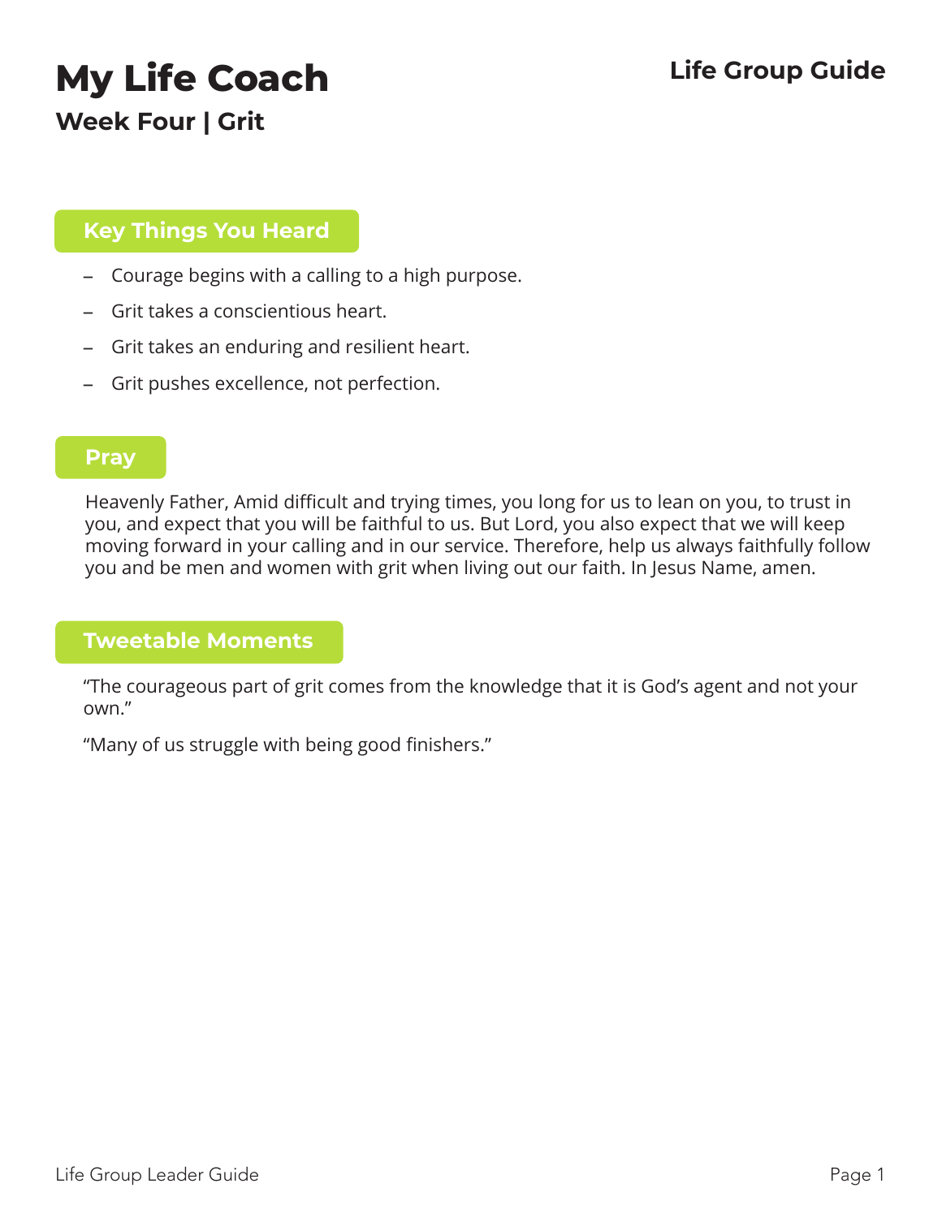# My Life Coach

**Life Group Guide**

## Week Four | Grit

## Key Things You Heard

- Courage begins with a calling to a high purpose.
- Grit takes a conscientious heart.
- Grit takes an enduring and resilient heart.
- Grit pushes excellence, not perfection.

## Pray

Heavenly Father, Amid difficult and trying times, you long for us to lean on you, to trust in you, and expect that you will be faithful to us. But Lord, you also expect that we will keep moving forward in your calling and in our service. Therefore, help us always faithfully follow you and be men and women with grit when living out our faith. In Jesus Name, amen.

## Tweetable Moments

"The courageous part of grit comes from the knowledge that it is God's agent and not your own."

"Many of us struggle with being good finishers."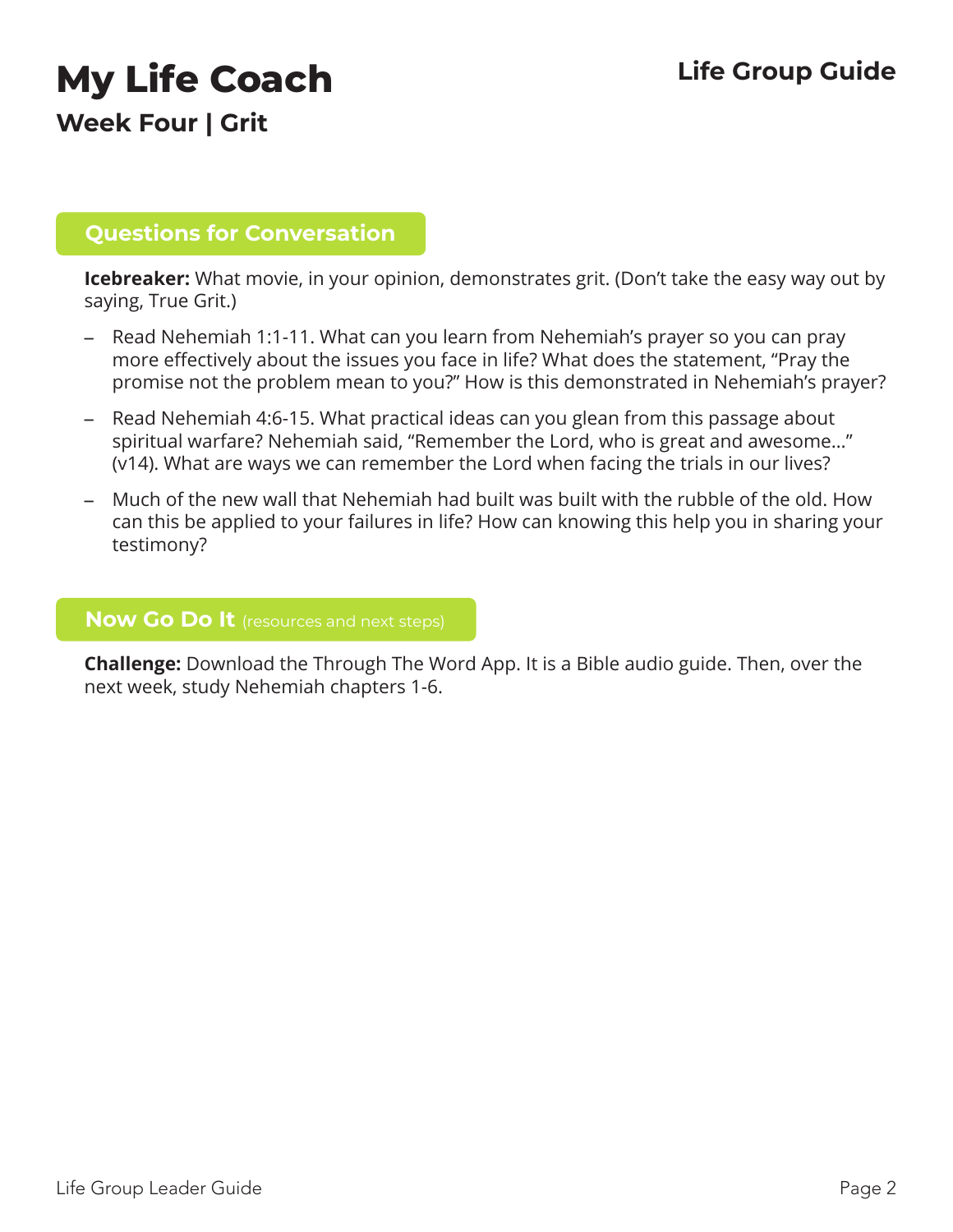# My Life Coach

**Life Group Guide**

## Week Four | Grit

### Questions for Conversation

**Icebreaker:** What movie, in your opinion, demonstrates grit. (Don't take the easy way out by saying, True Grit.)

- Read Nehemiah 1:1-11. What can you learn from Nehemiah's prayer so you can pray more effectively about the issues you face in life? What does the statement, "Pray the promise not the problem mean to you?" How is this demonstrated in Nehemiah's prayer?
- Read Nehemiah 4:6-15. What practical ideas can you glean from this passage about spiritual warfare? Nehemiah said, "Remember the Lord, who is great and awesome…" (v14). What are ways we can remember the Lord when facing the trials in our lives?
- Much of the new wall that Nehemiah had built was built with the rubble of the old. How can this be applied to your failures in life? How can knowing this help you in sharing your testimony?

### Now Go Do It (resources and next steps)

**Challenge:** Download the Through The Word App. It is a Bible audio guide. Then, over the next week, study Nehemiah chapters 1-6.